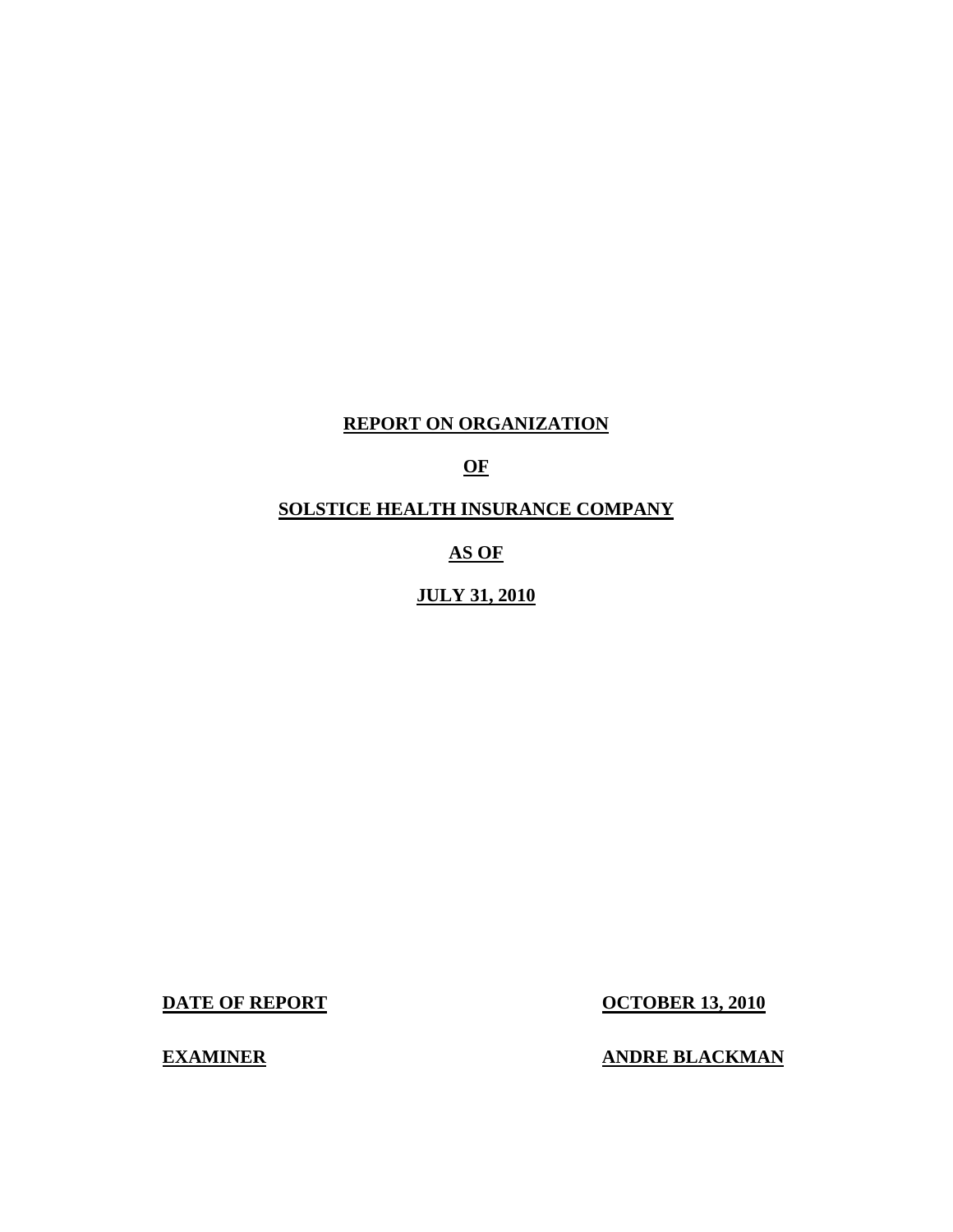**REPORT ON ORGANIZATION**

**OF**

**SOLSTICE HEALTH INSURANCE COMPANY**

**AS OF**

**JULY 31, 2010**

**DATE OF REPORT** **OCTOBER 13, 2010**

**EXAMINER** **ANDRE BLACKMAN**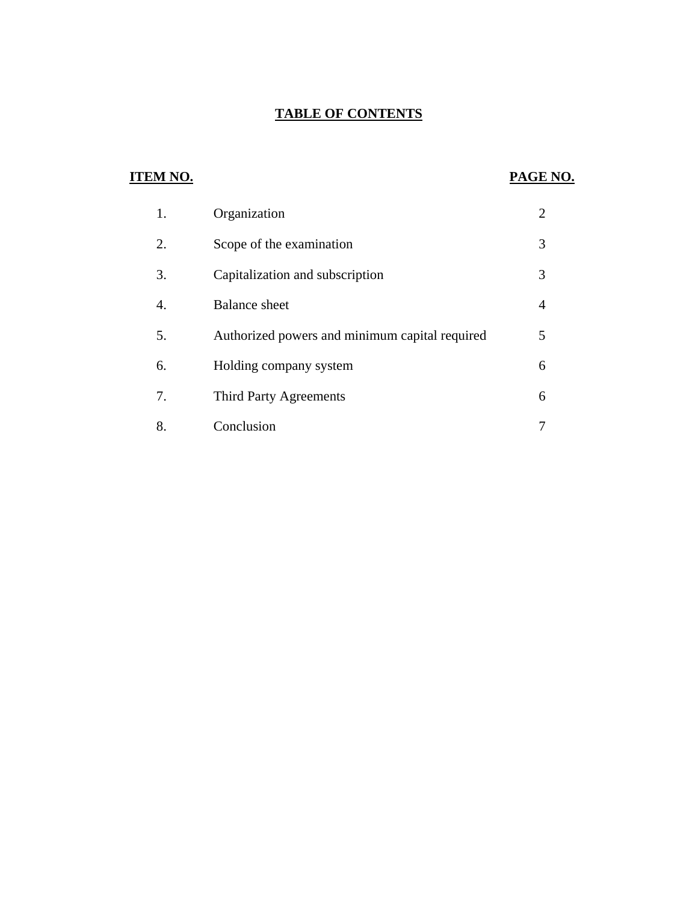## **TABLE OF CONTENTS**

| **ITEM NO.** | | **PAGE NO.** |
|---|---|---|
| 1. | Organization | 2 |
| 2. | Scope of the examination | 3 |
| 3. | Capitalization and subscription | 3 |
| 4. | Balance sheet | 4 |
| 5. | Authorized powers and minimum capital required | 5 |
| 6. | Holding company system | 6 |
| 7. | Third Party Agreements | 6 |
| 8. | Conclusion | 7 |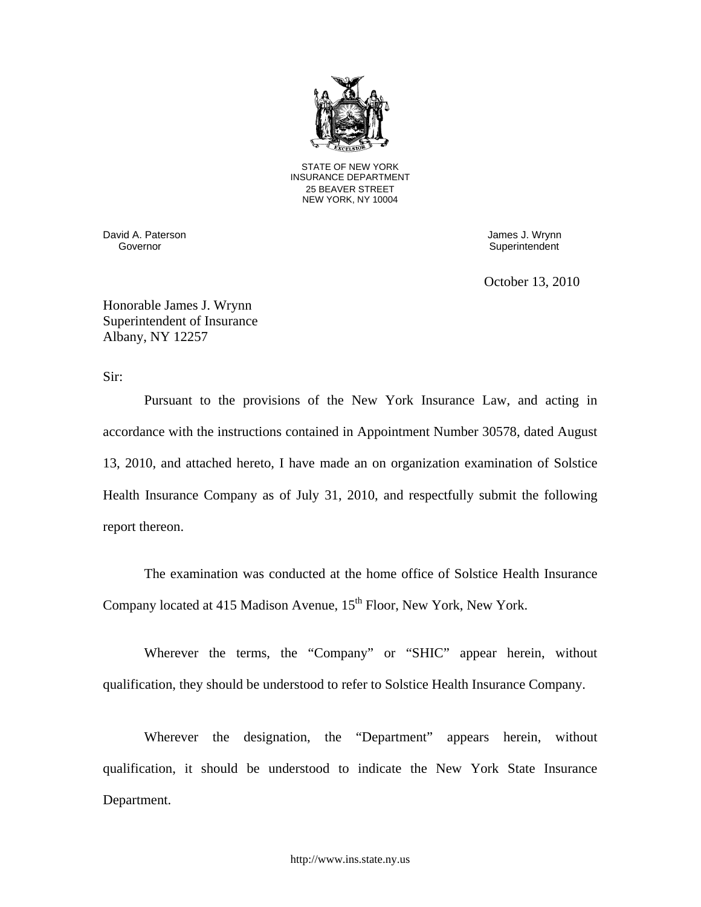STATE OF NEW YORK
INSURANCE DEPARTMENT
25 BEAVER STREET
NEW YORK, NY 10004

David A. Paterson
Governor

James J. Wrynn
Superintendent

October 13, 2010

Honorable James J. Wrynn
Superintendent of Insurance
Albany, NY 12257

Sir:

Pursuant to the provisions of the New York Insurance Law, and acting in accordance with the instructions contained in Appointment Number 30578, dated August 13, 2010, and attached hereto, I have made an on organization examination of Solstice Health Insurance Company as of July 31, 2010, and respectfully submit the following report thereon.

The examination was conducted at the home office of Solstice Health Insurance Company located at 415 Madison Avenue, 15th Floor, New York, New York.

Wherever the terms, the "Company" or "SHIC" appear herein, without qualification, they should be understood to refer to Solstice Health Insurance Company.

Wherever the designation, the "Department" appears herein, without qualification, it should be understood to indicate the New York State Insurance Department.

http://www.ins.state.ny.us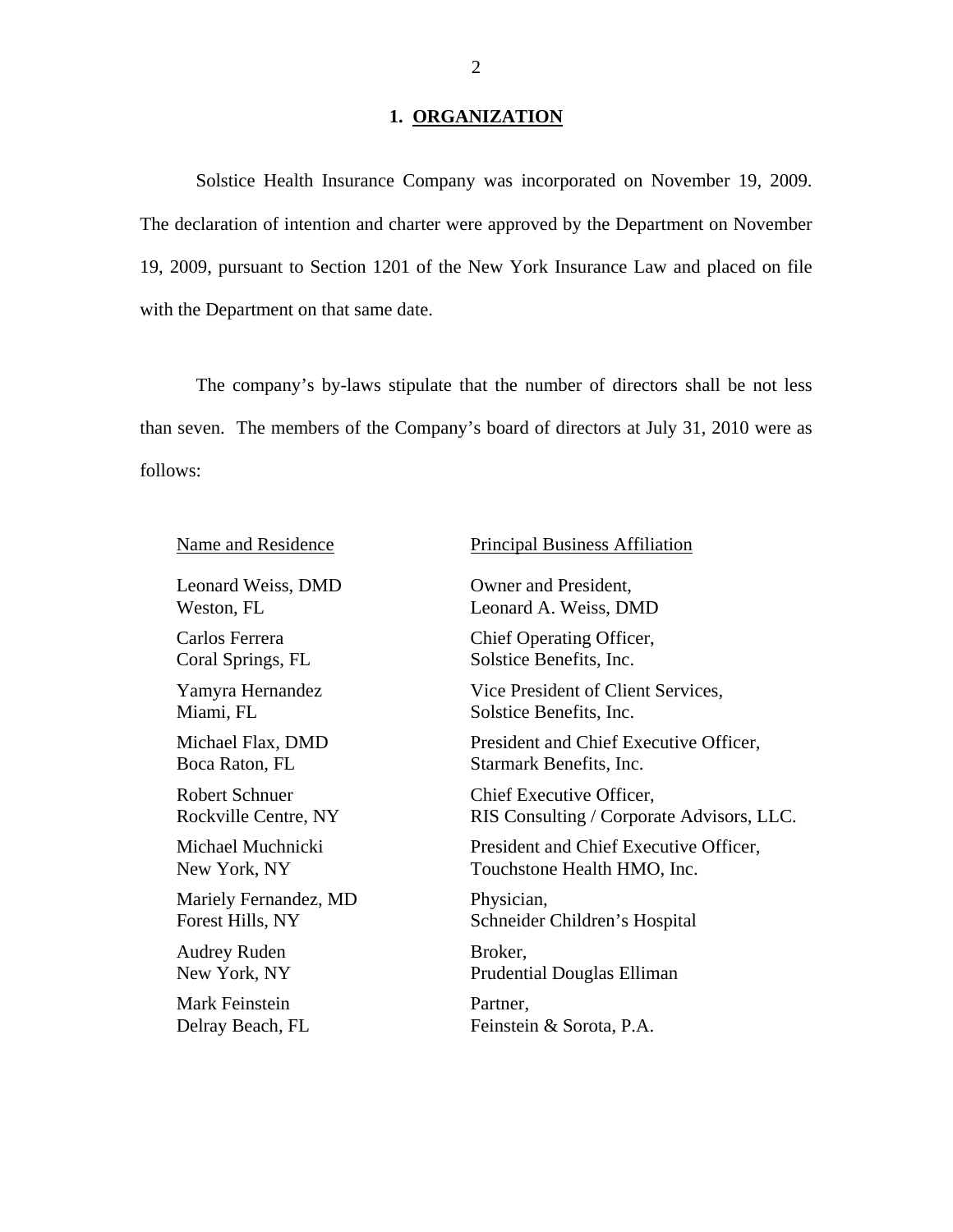## 1. ORGANIZATION

Solstice Health Insurance Company was incorporated on November 19, 2009. The declaration of intention and charter were approved by the Department on November 19, 2009, pursuant to Section 1201 of the New York Insurance Law and placed on file with the Department on that same date.

The company's by-laws stipulate that the number of directors shall be not less than seven. The members of the Company's board of directors at July 31, 2010 were as follows:

| Name and Residence | Principal Business Affiliation |
|---|---|
| Leonard Weiss, DMD<br>Weston, FL | Owner and President,<br>Leonard A. Weiss, DMD |
| Carlos Ferrera<br>Coral Springs, FL | Chief Operating Officer,<br>Solstice Benefits, Inc. |
| Yamyra Hernandez<br>Miami, FL | Vice President of Client Services,<br>Solstice Benefits, Inc. |
| Michael Flax, DMD<br>Boca Raton, FL | President and Chief Executive Officer,<br>Starmark Benefits, Inc. |
| Robert Schnuer<br>Rockville Centre, NY | Chief Executive Officer,<br>RIS Consulting / Corporate Advisors, LLC. |
| Michael Muchnicki<br>New York, NY | President and Chief Executive Officer,<br>Touchstone Health HMO, Inc. |
| Mariely Fernandez, MD<br>Forest Hills, NY | Physician,<br>Schneider Children's Hospital |
| Audrey Ruden<br>New York, NY | Broker,<br>Prudential Douglas Elliman |
| Mark Feinstein<br>Delray Beach, FL | Partner,<br>Feinstein & Sorota, P.A. |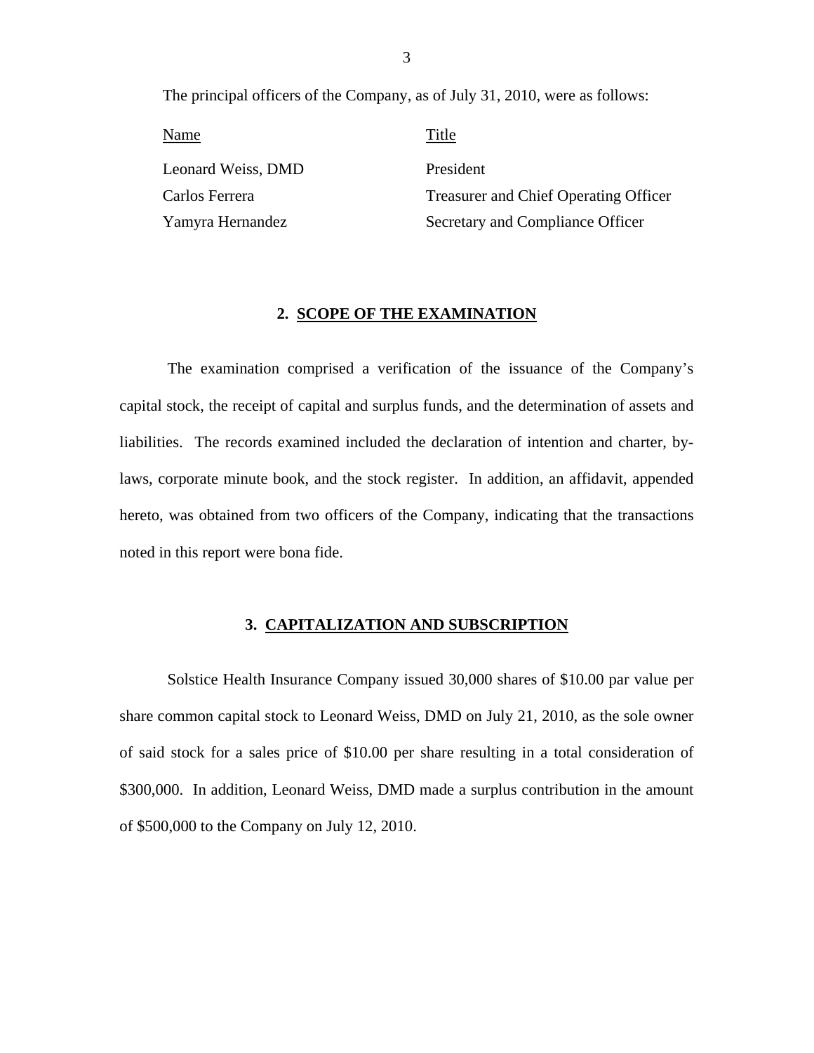The principal officers of the Company, as of July 31, 2010, were as follows:

| Name | Title |
| --- | --- |
| Leonard Weiss, DMD | President |
| Carlos Ferrera | Treasurer and Chief Operating Officer |
| Yamyra Hernandez | Secretary and Compliance Officer |

## 2. SCOPE OF THE EXAMINATION

The examination comprised a verification of the issuance of the Company's capital stock, the receipt of capital and surplus funds, and the determination of assets and liabilities. The records examined included the declaration of intention and charter, by-laws, corporate minute book, and the stock register. In addition, an affidavit, appended hereto, was obtained from two officers of the Company, indicating that the transactions noted in this report were bona fide.

## 3. CAPITALIZATION AND SUBSCRIPTION

Solstice Health Insurance Company issued 30,000 shares of $10.00 par value per share common capital stock to Leonard Weiss, DMD on July 21, 2010, as the sole owner of said stock for a sales price of $10.00 per share resulting in a total consideration of $300,000. In addition, Leonard Weiss, DMD made a surplus contribution in the amount of $500,000 to the Company on July 12, 2010.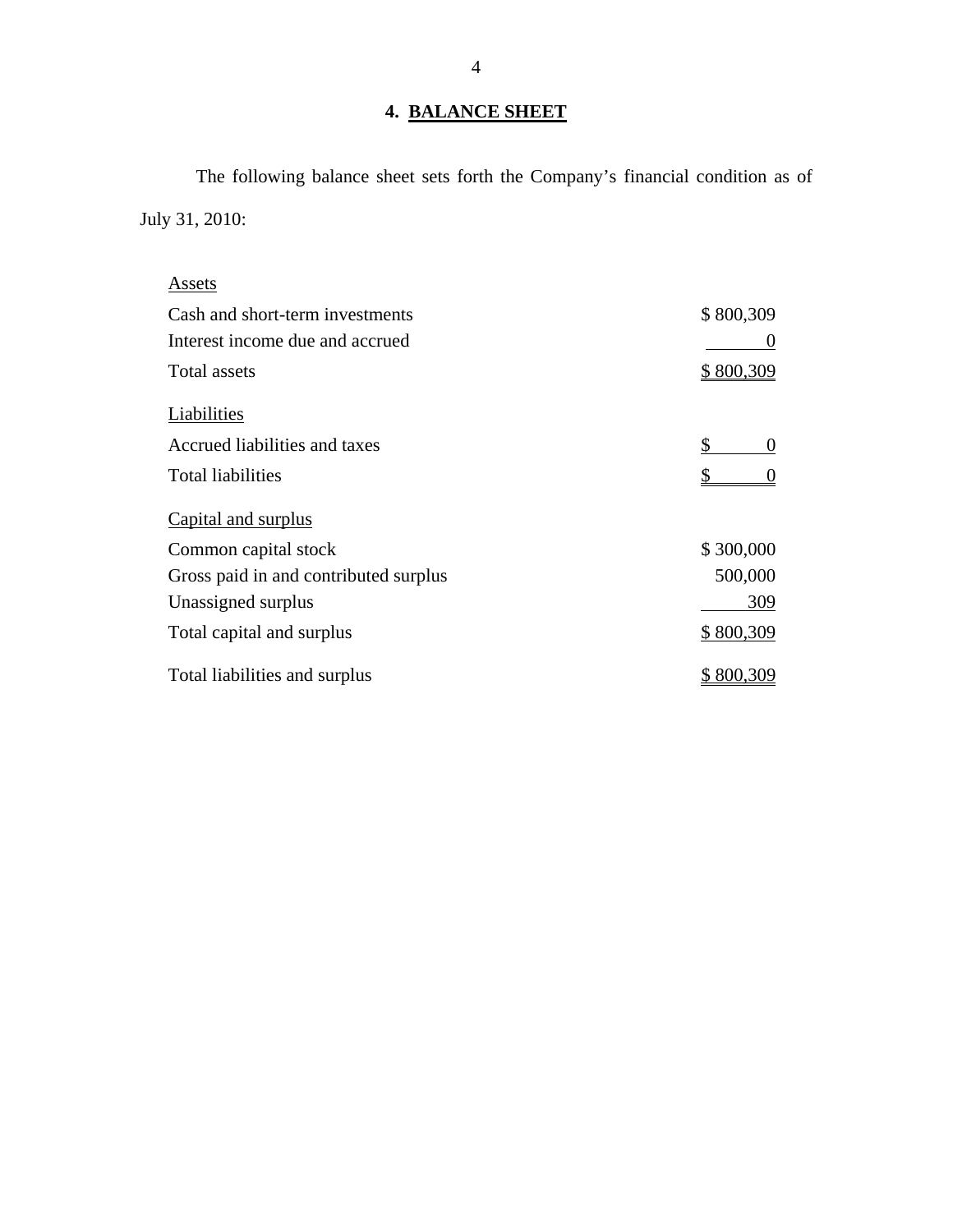## 4. BALANCE SHEET

The following balance sheet sets forth the Company's financial condition as of July 31, 2010:

| | |
|---|---|
| Assets | |
| Cash and short-term investments | $ 800,309 |
| Interest income due and accrued | 0 |
| Total assets | $ 800,309 |
| Liabilities | |
| Accrued liabilities and taxes | $ 0 |
| Total liabilities | $ 0 |
| Capital and surplus | |
| Common capital stock | $ 300,000 |
| Gross paid in and contributed surplus | 500,000 |
| Unassigned surplus | 309 |
| Total capital and surplus | $ 800,309 |
| Total liabilities and surplus | $ 800,309 |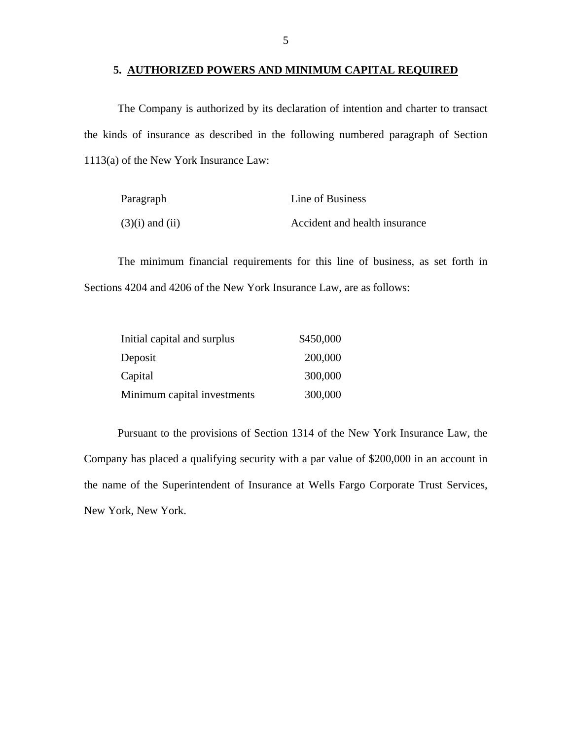## 5. AUTHORIZED POWERS AND MINIMUM CAPITAL REQUIRED

The Company is authorized by its declaration of intention and charter to transact the kinds of insurance as described in the following numbered paragraph of Section 1113(a) of the New York Insurance Law:

| Paragraph | Line of Business |
| --- | --- |
| (3)(i) and (ii) | Accident and health insurance |

The minimum financial requirements for this line of business, as set forth in Sections 4204 and 4206 of the New York Insurance Law, are as follows:

| | |
| --- | --- |
| Initial capital and surplus | $450,000 |
| Deposit | 200,000 |
| Capital | 300,000 |
| Minimum capital investments | 300,000 |

Pursuant to the provisions of Section 1314 of the New York Insurance Law, the Company has placed a qualifying security with a par value of $200,000 in an account in the name of the Superintendent of Insurance at Wells Fargo Corporate Trust Services, New York, New York.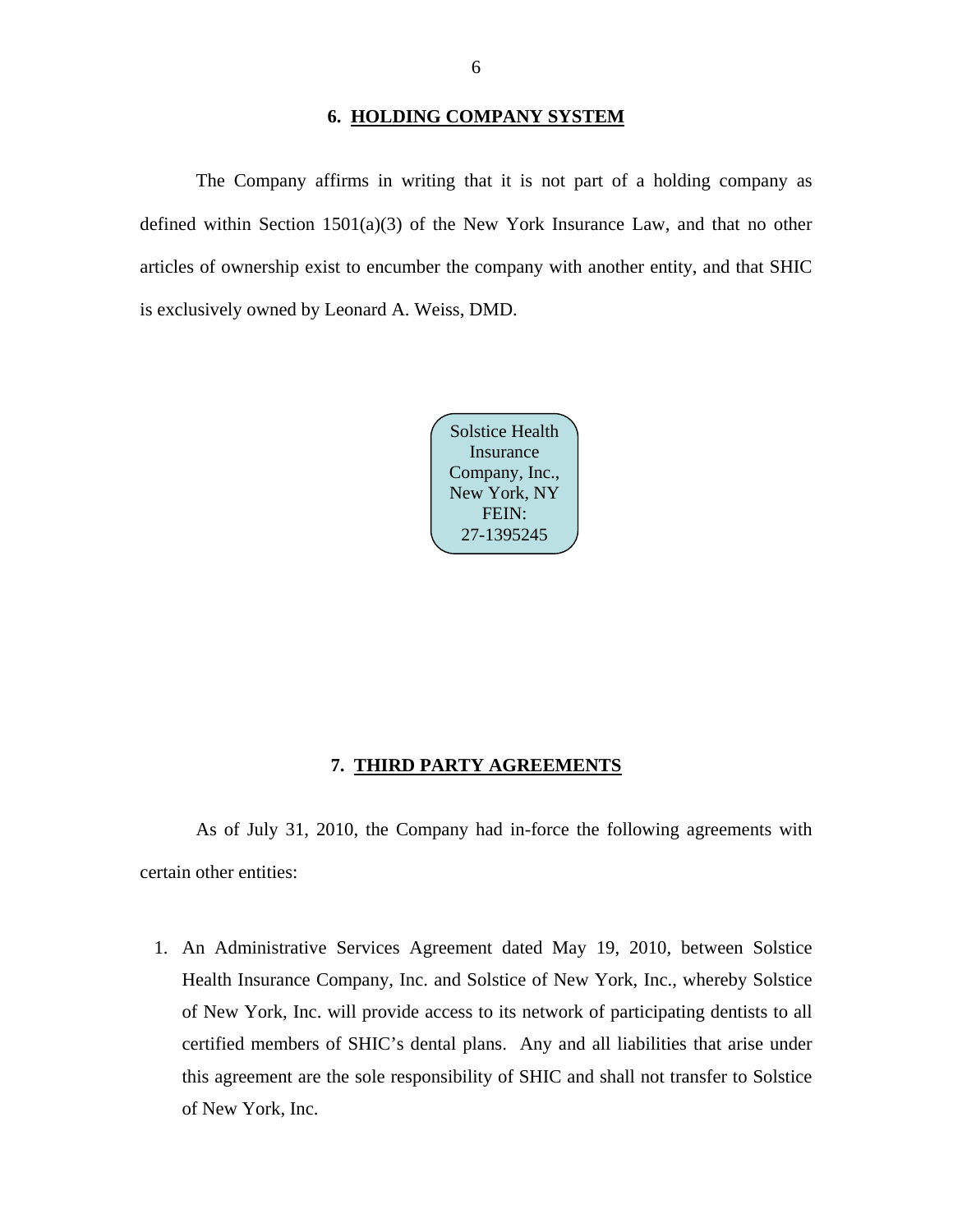## 6. HOLDING COMPANY SYSTEM

The Company affirms in writing that it is not part of a holding company as defined within Section 1501(a)(3) of the New York Insurance Law, and that no other articles of ownership exist to encumber the company with another entity, and that SHIC is exclusively owned by Leonard A. Weiss, DMD.

Solstice Health Insurance Company, Inc., New York, NY FEIN: 27-1395245

## 7. THIRD PARTY AGREEMENTS

As of July 31, 2010, the Company had in-force the following agreements with certain other entities:

1. An Administrative Services Agreement dated May 19, 2010, between Solstice Health Insurance Company, Inc. and Solstice of New York, Inc., whereby Solstice of New York, Inc. will provide access to its network of participating dentists to all certified members of SHIC's dental plans. Any and all liabilities that arise under this agreement are the sole responsibility of SHIC and shall not transfer to Solstice of New York, Inc.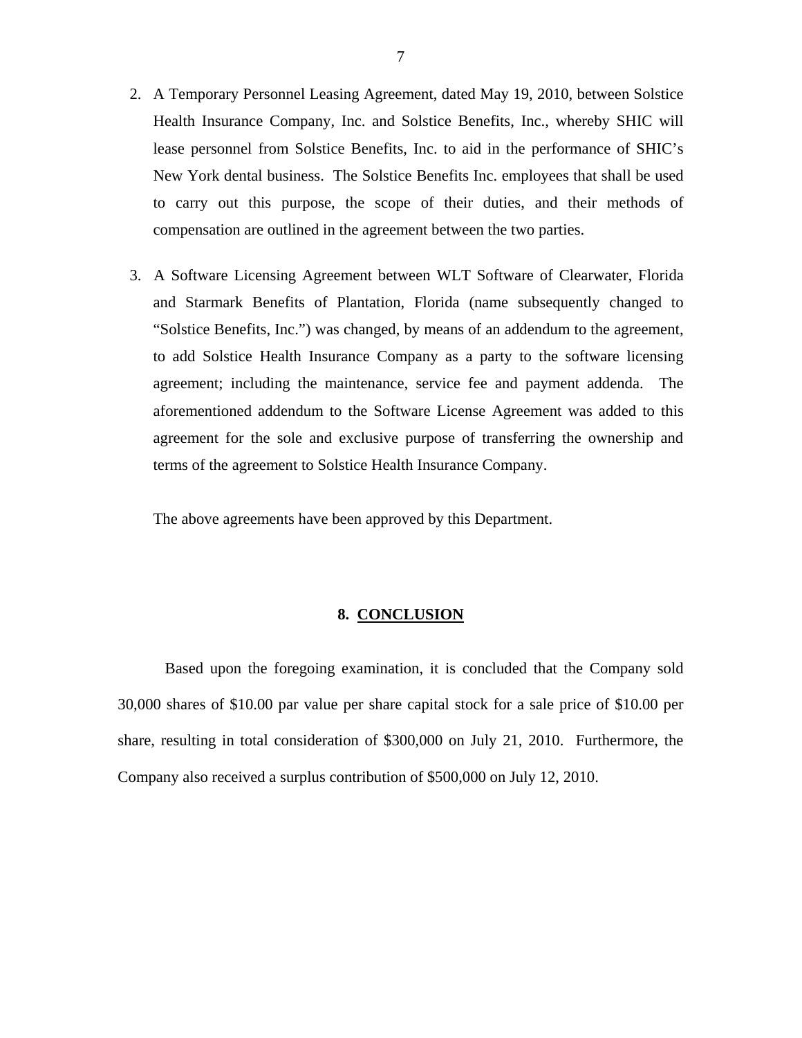2. A Temporary Personnel Leasing Agreement, dated May 19, 2010, between Solstice Health Insurance Company, Inc. and Solstice Benefits, Inc., whereby SHIC will lease personnel from Solstice Benefits, Inc. to aid in the performance of SHIC's New York dental business. The Solstice Benefits Inc. employees that shall be used to carry out this purpose, the scope of their duties, and their methods of compensation are outlined in the agreement between the two parties.

3. A Software Licensing Agreement between WLT Software of Clearwater, Florida and Starmark Benefits of Plantation, Florida (name subsequently changed to "Solstice Benefits, Inc.") was changed, by means of an addendum to the agreement, to add Solstice Health Insurance Company as a party to the software licensing agreement; including the maintenance, service fee and payment addenda. The aforementioned addendum to the Software License Agreement was added to this agreement for the sole and exclusive purpose of transferring the ownership and terms of the agreement to Solstice Health Insurance Company.

The above agreements have been approved by this Department.

## 8. CONCLUSION

Based upon the foregoing examination, it is concluded that the Company sold 30,000 shares of $10.00 par value per share capital stock for a sale price of $10.00 per share, resulting in total consideration of $300,000 on July 21, 2010. Furthermore, the Company also received a surplus contribution of $500,000 on July 12, 2010.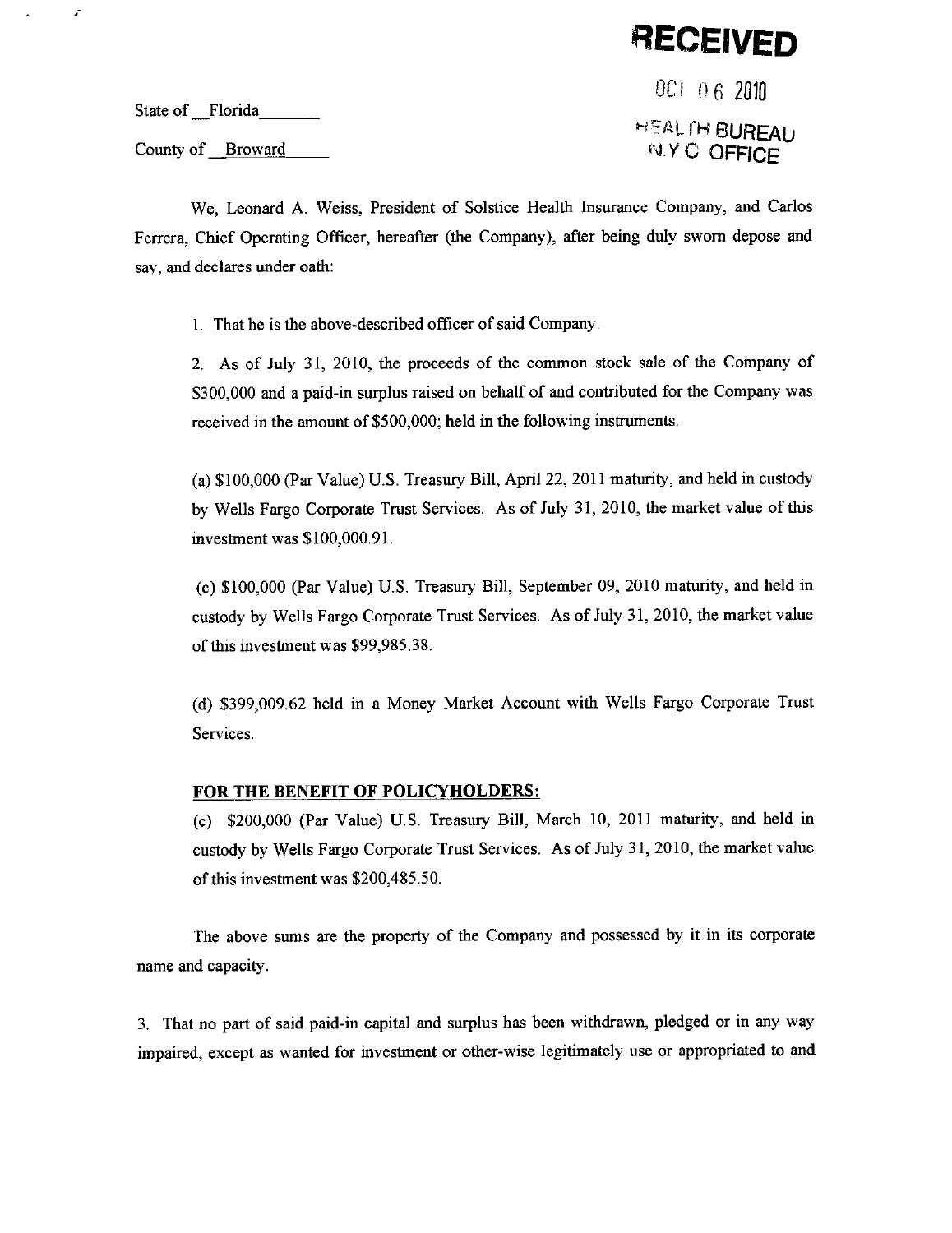# RECEIVED

OCT 06 2010

HEALTH BUREAU
N.Y.C OFFICE

State of Florida

County of Broward

We, Leonard A. Weiss, President of Solstice Health Insurance Company, and Carlos Ferrera, Chief Operating Officer, hereafter (the Company), after being duly sworn depose and say, and declares under oath:

1. That he is the above-described officer of said Company.

2. As of July 31, 2010, the proceeds of the common stock sale of the Company of $300,000 and a paid-in surplus raised on behalf of and contributed for the Company was received in the amount of $500,000; held in the following instruments.

(a) $100,000 (Par Value) U.S. Treasury Bill, April 22, 2011 maturity, and held in custody by Wells Fargo Corporate Trust Services. As of July 31, 2010, the market value of this investment was $100,000.91.

(c) $100,000 (Par Value) U.S. Treasury Bill, September 09, 2010 maturity, and held in custody by Wells Fargo Corporate Trust Services. As of July 31, 2010, the market value of this investment was $99,985.38.

(d) $399,009.62 held in a Money Market Account with Wells Fargo Corporate Trust Services.

**FOR THE BENEFIT OF POLICYHOLDERS:**

(c) $200,000 (Par Value) U.S. Treasury Bill, March 10, 2011 maturity, and held in custody by Wells Fargo Corporate Trust Services. As of July 31, 2010, the market value of this investment was $200,485.50.

The above sums are the property of the Company and possessed by it in its corporate name and capacity.

3. That no part of said paid-in capital and surplus has been withdrawn, pledged or in any way impaired, except as wanted for investment or other-wise legitimately use or appropriated to and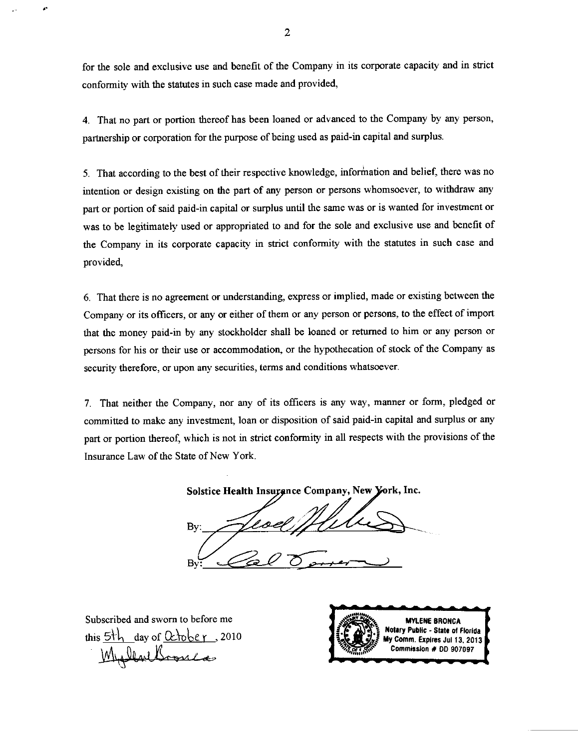for the sole and exclusive use and benefit of the Company in its corporate capacity and in strict conformity with the statutes in such case made and provided,

4. That no part or portion thereof has been loaned or advanced to the Company by any person, partnership or corporation for the purpose of being used as paid-in capital and surplus.

5. That according to the best of their respective knowledge, information and belief, there was no intention or design existing on the part of any person or persons whomsoever, to withdraw any part or portion of said paid-in capital or surplus until the same was or is wanted for investment or was to be legitimately used or appropriated to and for the sole and exclusive use and benefit of the Company in its corporate capacity in strict conformity with the statutes in such case and provided,

6. That there is no agreement or understanding, express or implied, made or existing between the Company or its officers, or any or either of them or any person or persons, to the effect of import that the money paid-in by any stockholder shall be loaned or returned to him or any person or persons for his or their use or accommodation, or the hypothecation of stock of the Company as security therefore, or upon any securities, terms and conditions whatsoever.

7. That neither the Company, nor any of its officers is any way, manner or form, pledged or committed to make any investment, loan or disposition of said paid-in capital and surplus or any part or portion thereof, which is not in strict conformity in all respects with the provisions of the Insurance Law of the State of New York.

**Solstice Health Insurance Company, New York, Inc.**

By: _______________

By: _______________

Subscribed and sworn to before me
this 5th day of October, 2010

MYLENE BRONCA
Notary Public - State of Florida
My Comm. Expires Jul 13, 2013
Commission # DD 907097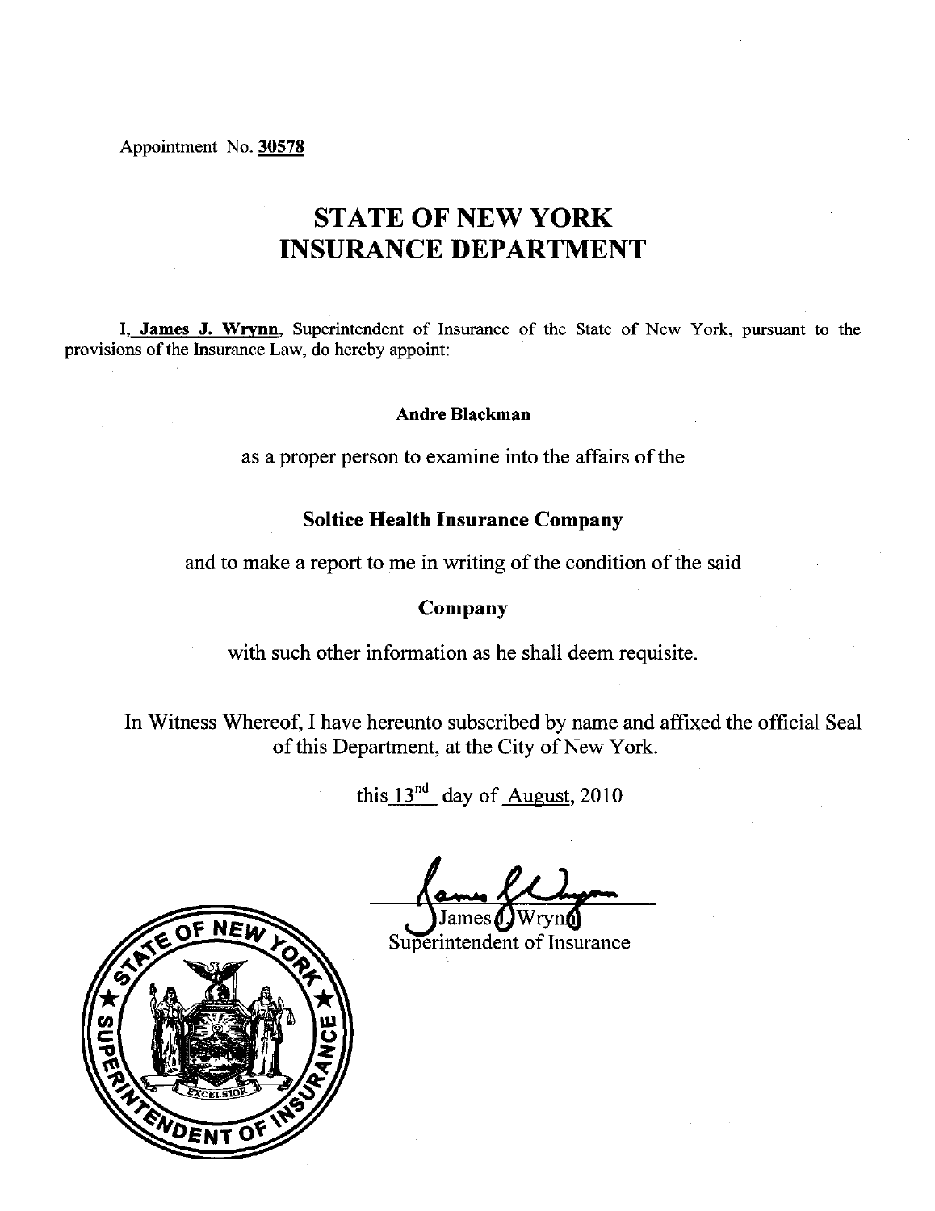Appointment No. **30578**

# STATE OF NEW YORK
# INSURANCE DEPARTMENT

I, **James J. Wrynn**, Superintendent of Insurance of the State of New York, pursuant to the provisions of the Insurance Law, do hereby appoint:

**Andre Blackman**

as a proper person to examine into the affairs of the

**Soltice Health Insurance Company**

and to make a report to me in writing of the condition of the said

**Company**

with such other information as he shall deem requisite.

In Witness Whereof, I have hereunto subscribed by name and affixed the official Seal of this Department, at the City of New York.

this 13nd day of August, 2010

James J. Wrynn
Superintendent of Insurance